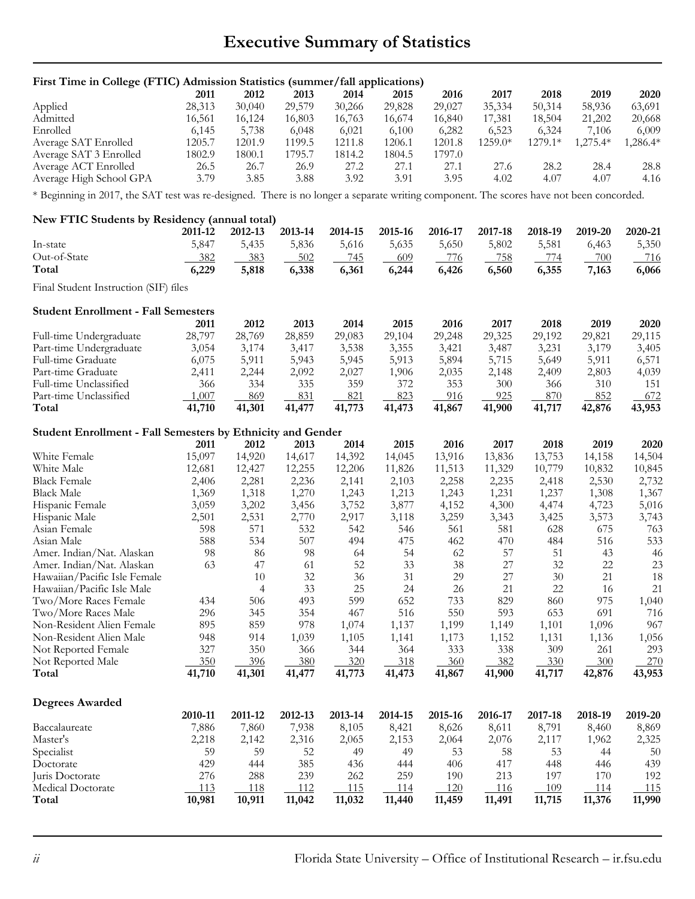# Executive Summary of Statistics

### First Time in College (FTIC) Admission Statistics (summer/fall applications)

| | 2011 | 2012 | 2013 | 2014 | 2015 | 2016 | 2017 | 2018 | 2019 | 2020 |
|---|---|---|---|---|---|---|---|---|---|---|
| Applied | 28,313 | 30,040 | 29,579 | 30,266 | 29,828 | 29,027 | 35,334 | 50,314 | 58,936 | 63,691 |
| Admitted | 16,561 | 16,124 | 16,803 | 16,763 | 16,674 | 16,840 | 17,381 | 18,504 | 21,202 | 20,668 |
| Enrolled | 6,145 | 5,738 | 6,048 | 6,021 | 6,100 | 6,282 | 6,523 | 6,324 | 7,106 | 6,009 |
| Average SAT Enrolled | 1205.7 | 1201.9 | 1199.5 | 1211.8 | 1206.1 | 1201.8 | 1259.0* | 1279.1* | 1,275.4* | 1,286.4* |
| Average SAT 3 Enrolled | 1802.9 | 1800.1 | 1795.7 | 1814.2 | 1804.5 | 1797.0 | | | | |
| Average ACT Enrolled | 26.5 | 26.7 | 26.9 | 27.2 | 27.1 | 27.1 | 27.6 | 28.2 | 28.4 | 28.8 |
| Average High School GPA | 3.79 | 3.85 | 3.88 | 3.92 | 3.91 | 3.95 | 4.02 | 4.07 | 4.07 | 4.16 |

* Beginning in 2017, the SAT test was re-designed. There is no longer a separate writing component. The scores have not been concorded.

### New FTIC Students by Residency (annual total)

| | 2011-12 | 2012-13 | 2013-14 | 2014-15 | 2015-16 | 2016-17 | 2017-18 | 2018-19 | 2019-20 | 2020-21 |
|---|---|---|---|---|---|---|---|---|---|---|
| In-state | 5,847 | 5,435 | 5,836 | 5,616 | 5,635 | 5,650 | 5,802 | 5,581 | 6,463 | 5,350 |
| Out-of-State | 382 | 383 | 502 | 745 | 609 | 776 | 758 | 774 | 700 | 716 |
| **Total** | **6,229** | **5,818** | **6,338** | **6,361** | **6,244** | **6,426** | **6,560** | **6,355** | **7,163** | **6,066** |

Final Student Instruction (SIF) files

### Student Enrollment - Fall Semesters

| | 2011 | 2012 | 2013 | 2014 | 2015 | 2016 | 2017 | 2018 | 2019 | 2020 |
|---|---|---|---|---|---|---|---|---|---|---|
| Full-time Undergraduate | 28,797 | 28,769 | 28,859 | 29,083 | 29,104 | 29,248 | 29,325 | 29,192 | 29,821 | 29,115 |
| Part-time Undergraduate | 3,054 | 3,174 | 3,417 | 3,538 | 3,355 | 3,421 | 3,487 | 3,231 | 3,179 | 3,405 |
| Full-time Graduate | 6,075 | 5,911 | 5,943 | 5,945 | 5,913 | 5,894 | 5,715 | 5,649 | 5,911 | 6,571 |
| Part-time Graduate | 2,411 | 2,244 | 2,092 | 2,027 | 1,906 | 2,035 | 2,148 | 2,409 | 2,803 | 4,039 |
| Full-time Unclassified | 366 | 334 | 335 | 359 | 372 | 353 | 300 | 366 | 310 | 151 |
| Part-time Unclassified | 1,007 | 869 | 831 | 821 | 823 | 916 | 925 | 870 | 852 | 672 |
| **Total** | **41,710** | **41,301** | **41,477** | **41,773** | **41,473** | **41,867** | **41,900** | **41,717** | **42,876** | **43,953** |

### Student Enrollment - Fall Semesters by Ethnicity and Gender

| | 2011 | 2012 | 2013 | 2014 | 2015 | 2016 | 2017 | 2018 | 2019 | 2020 |
|---|---|---|---|---|---|---|---|---|---|---|
| White Female | 15,097 | 14,920 | 14,617 | 14,392 | 14,045 | 13,916 | 13,836 | 13,753 | 14,158 | 14,504 |
| White Male | 12,681 | 12,427 | 12,255 | 12,206 | 11,826 | 11,513 | 11,329 | 10,779 | 10,832 | 10,845 |
| Black Female | 2,406 | 2,281 | 2,236 | 2,141 | 2,103 | 2,258 | 2,235 | 2,418 | 2,530 | 2,732 |
| Black Male | 1,369 | 1,318 | 1,270 | 1,243 | 1,213 | 1,243 | 1,231 | 1,237 | 1,308 | 1,367 |
| Hispanic Female | 3,059 | 3,202 | 3,456 | 3,752 | 3,877 | 4,152 | 4,300 | 4,474 | 4,723 | 5,016 |
| Hispanic Male | 2,501 | 2,531 | 2,770 | 2,917 | 3,118 | 3,259 | 3,343 | 3,425 | 3,573 | 3,743 |
| Asian Female | 598 | 571 | 532 | 542 | 546 | 561 | 581 | 628 | 675 | 763 |
| Asian Male | 588 | 534 | 507 | 494 | 475 | 462 | 470 | 484 | 516 | 533 |
| Amer. Indian/Nat. Alaskan | 98 | 86 | 98 | 64 | 54 | 62 | 57 | 51 | 43 | 46 |
| Amer. Indian/Nat. Alaskan | 63 | 47 | 61 | 52 | 33 | 38 | 27 | 32 | 22 | 23 |
| Hawaiian/Pacific Isle Female | | 10 | 32 | 36 | 31 | 29 | 27 | 30 | 21 | 18 |
| Hawaiian/Pacific Isle Male | | 4 | 33 | 25 | 24 | 26 | 21 | 22 | 16 | 21 |
| Two/More Races Female | 434 | 506 | 493 | 599 | 652 | 733 | 829 | 860 | 975 | 1,040 |
| Two/More Races Male | 296 | 345 | 354 | 467 | 516 | 550 | 593 | 653 | 691 | 716 |
| Non-Resident Alien Female | 895 | 859 | 978 | 1,074 | 1,137 | 1,199 | 1,149 | 1,101 | 1,096 | 967 |
| Non-Resident Alien Male | 948 | 914 | 1,039 | 1,105 | 1,141 | 1,173 | 1,152 | 1,131 | 1,136 | 1,056 |
| Not Reported Female | 327 | 350 | 366 | 344 | 364 | 333 | 338 | 309 | 261 | 293 |
| Not Reported Male | 350 | 396 | 380 | 320 | 318 | 360 | 382 | 330 | 300 | 270 |
| **Total** | **41,710** | **41,301** | **41,477** | **41,773** | **41,473** | **41,867** | **41,900** | **41,717** | **42,876** | **43,953** |

### Degrees Awarded

| | 2010-11 | 2011-12 | 2012-13 | 2013-14 | 2014-15 | 2015-16 | 2016-17 | 2017-18 | 2018-19 | 2019-20 |
|---|---|---|---|---|---|---|---|---|---|---|
| Baccalaureate | 7,886 | 7,860 | 7,938 | 8,105 | 8,421 | 8,626 | 8,611 | 8,791 | 8,460 | 8,869 |
| Master's | 2,218 | 2,142 | 2,316 | 2,065 | 2,153 | 2,064 | 2,076 | 2,117 | 1,962 | 2,325 |
| Specialist | 59 | 59 | 52 | 49 | 49 | 53 | 58 | 53 | 44 | 50 |
| Doctorate | 429 | 444 | 385 | 436 | 444 | 406 | 417 | 448 | 446 | 439 |
| Juris Doctorate | 276 | 288 | 239 | 262 | 259 | 190 | 213 | 197 | 170 | 192 |
| Medical Doctorate | 113 | 118 | 112 | 115 | 114 | 120 | 116 | 109 | 114 | 115 |
| **Total** | **10,981** | **10,911** | **11,042** | **11,032** | **11,440** | **11,459** | **11,491** | **11,715** | **11,376** | **11,990** |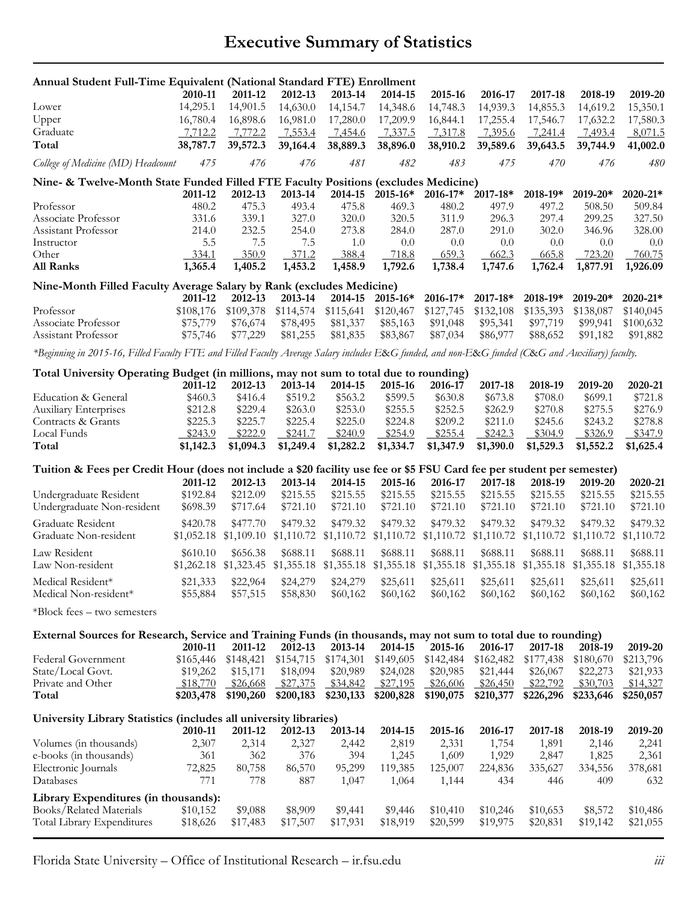# Executive Summary of Statistics

### Annual Student Full-Time Equivalent (National Standard FTE) Enrollment

| | 2010-11 | 2011-12 | 2012-13 | 2013-14 | 2014-15 | 2015-16 | 2016-17 | 2017-18 | 2018-19 | 2019-20 |
|---|---|---|---|---|---|---|---|---|---|---|
| Lower | 14,295.1 | 14,901.5 | 14,630.0 | 14,154.7 | 14,348.6 | 14,748.3 | 14,939.3 | 14,855.3 | 14,619.2 | 15,350.1 |
| Upper | 16,780.4 | 16,898.6 | 16,981.0 | 17,280.0 | 17,209.9 | 16,844.1 | 17,255.4 | 17,546.7 | 17,632.2 | 17,580.3 |
| Graduate | 7,712.2 | 7,772.2 | 7,553.4 | 7,454.6 | 7,337.5 | 7,317.8 | 7,395.6 | 7,241.4 | 7,493.4 | 8,071.5 |
| **Total** | **38,787.7** | **39,572.3** | **39,164.4** | **38,889.3** | **38,896.0** | **38,910.2** | **39,589.6** | **39,643.5** | **39,744.9** | **41,002.0** |
| *College of Medicine (MD) Headcount* | *475* | *476* | *476* | *481* | *482* | *483* | *475* | *470* | *476* | *480* |

### Nine- & Twelve-Month State Funded Filled FTE Faculty Positions (excludes Medicine)

| | 2011-12 | 2012-13 | 2013-14 | 2014-15 | 2015-16* | 2016-17* | 2017-18* | 2018-19* | 2019-20* | 2020-21* |
|---|---|---|---|---|---|---|---|---|---|---|
| Professor | 480.2 | 475.3 | 493.4 | 475.8 | 469.3 | 480.2 | 497.9 | 497.2 | 508.50 | 509.84 |
| Associate Professor | 331.6 | 339.1 | 327.0 | 320.0 | 320.5 | 311.9 | 296.3 | 297.4 | 299.25 | 327.50 |
| Assistant Professor | 214.0 | 232.5 | 254.0 | 273.8 | 284.0 | 287.0 | 291.0 | 302.0 | 346.96 | 328.00 |
| Instructor | 5.5 | 7.5 | 7.5 | 1.0 | 0.0 | 0.0 | 0.0 | 0.0 | 0.0 | 0.0 |
| Other | 334.1 | 350.9 | 371.2 | 388.4 | 718.8 | 659.3 | 662.3 | 665.8 | 723.20 | 760.75 |
| **All Ranks** | **1,365.4** | **1,405.2** | **1,453.2** | **1,458.9** | **1,792.6** | **1,738.4** | **1,747.6** | **1,762.4** | **1,877.91** | **1,926.09** |

### Nine-Month Filled Faculty Average Salary by Rank (excludes Medicine)

| | 2011-12 | 2012-13 | 2013-14 | 2014-15 | 2015-16* | 2016-17* | 2017-18* | 2018-19* | 2019-20* | 2020-21* |
|---|---|---|---|---|---|---|---|---|---|---|
| Professor | $108,176 | $109,378 | $114,574 | $115,641 | $120,467 | $127,745 | $132,108 | $135,393 | $138,087 | $140,045 |
| Associate Professor | $75,779 | $76,674 | $78,495 | $81,337 | $85,163 | $91,048 | $95,341 | $97,719 | $99,941 | $100,632 |
| Assistant Professor | $75,746 | $77,229 | $81,255 | $81,835 | $83,867 | $87,034 | $86,977 | $88,652 | $91,182 | $91,882 |

*\*Beginning in 2015-16, Filled Faculty FTE and Filled Faculty Average Salary includes E&G funded, and non-E&G funded (C&G and Auxiliary) faculty.*

### Total University Operating Budget (in millions, may not sum to total due to rounding)

| | 2011-12 | 2012-13 | 2013-14 | 2014-15 | 2015-16 | 2016-17 | 2017-18 | 2018-19 | 2019-20 | 2020-21 |
|---|---|---|---|---|---|---|---|---|---|---|
| Education & General | $460.3 | $416.4 | $519.2 | $563.2 | $599.5 | $630.8 | $673.8 | $708.0 | $699.1 | $721.8 |
| Auxiliary Enterprises | $212.8 | $229.4 | $263.0 | $253.0 | $255.5 | $252.5 | $262.9 | $270.8 | $275.5 | $276.9 |
| Contracts & Grants | $225.3 | $225.7 | $225.4 | $225.0 | $224.8 | $209.2 | $211.0 | $245.6 | $243.2 | $278.8 |
| Local Funds | $243.9 | $222.9 | $241.7 | $240.9 | $254.9 | $255.4 | $242.3 | $304.9 | $326.9 | $347.9 |
| **Total** | **$1,142.3** | **$1,094.3** | **$1,249.4** | **$1,282.2** | **$1,334.7** | **$1,347.9** | **$1,390.0** | **$1,529.3** | **$1,552.2** | **$1,625.4** |

### Tuition & Fees per Credit Hour (does not include a $20 facility use fee or $5 FSU Card fee per student per semester)

| | 2011-12 | 2012-13 | 2013-14 | 2014-15 | 2015-16 | 2016-17 | 2017-18 | 2018-19 | 2019-20 | 2020-21 |
|---|---|---|---|---|---|---|---|---|---|---|
| Undergraduate Resident | $192.84 | $212.09 | $215.55 | $215.55 | $215.55 | $215.55 | $215.55 | $215.55 | $215.55 | $215.55 |
| Undergraduate Non-resident | $698.39 | $717.64 | $721.10 | $721.10 | $721.10 | $721.10 | $721.10 | $721.10 | $721.10 | $721.10 |
| Graduate Resident | $420.78 | $477.70 | $479.32 | $479.32 | $479.32 | $479.32 | $479.32 | $479.32 | $479.32 | $479.32 |
| Graduate Non-resident | $1,052.18 | $1,109.10 | $1,110.72 | $1,110.72 | $1,110.72 | $1,110.72 | $1,110.72 | $1,110.72 | $1,110.72 | $1,110.72 |
| Law Resident | $610.10 | $656.38 | $688.11 | $688.11 | $688.11 | $688.11 | $688.11 | $688.11 | $688.11 | $688.11 |
| Law Non-resident | $1,262.18 | $1,323.45 | $1,355.18 | $1,355.18 | $1,355.18 | $1,355.18 | $1,355.18 | $1,355.18 | $1,355.18 | $1,355.18 |
| Medical Resident* | $21,333 | $22,964 | $24,279 | $24,279 | $25,611 | $25,611 | $25,611 | $25,611 | $25,611 | $25,611 |
| Medical Non-resident* | $55,884 | $57,515 | $58,830 | $60,162 | $60,162 | $60,162 | $60,162 | $60,162 | $60,162 | $60,162 |

*Block fees – two semesters

### External Sources for Research, Service and Training Funds (in thousands, may not sum to total due to rounding)

| | 2010-11 | 2011-12 | 2012-13 | 2013-14 | 2014-15 | 2015-16 | 2016-17 | 2017-18 | 2018-19 | 2019-20 |
|---|---|---|---|---|---|---|---|---|---|---|
| Federal Government | $165,446 | $148,421 | $154,715 | $174,301 | $149,605 | $142,484 | $162,482 | $177,438 | $180,670 | $213,796 |
| State/Local Govt. | $19,262 | $15,171 | $18,094 | $20,989 | $24,028 | $20,985 | $21,444 | $26,067 | $22,273 | $21,933 |
| Private and Other | $18,770 | $26,668 | $27,375 | $34,842 | $27,195 | $26,606 | $26,450 | $22,792 | $30,703 | $14,327 |
| **Total** | **$203,478** | **$190,260** | **$200,183** | **$230,133** | **$200,828** | **$190,075** | **$210,377** | **$226,296** | **$233,646** | **$250,057** |

### University Library Statistics (includes all university libraries)

| | 2010-11 | 2011-12 | 2012-13 | 2013-14 | 2014-15 | 2015-16 | 2016-17 | 2017-18 | 2018-19 | 2019-20 |
|---|---|---|---|---|---|---|---|---|---|---|
| Volumes (in thousands) | 2,307 | 2,314 | 2,327 | 2,442 | 2,819 | 2,331 | 1,754 | 1,891 | 2,146 | 2,241 |
| e-books (in thousands) | 361 | 362 | 376 | 394 | 1,245 | 1,609 | 1,929 | 2,847 | 1,825 | 2,361 |
| Electronic Journals | 72,825 | 80,758 | 86,570 | 95,299 | 119,385 | 125,007 | 224,836 | 335,627 | 334,556 | 378,681 |
| Databases | 771 | 778 | 887 | 1,047 | 1,064 | 1,144 | 434 | 446 | 409 | 632 |
| **Library Expenditures (in thousands):** | | | | | | | | | | |
| Books/Related Materials | $10,152 | $9,088 | $8,909 | $9,441 | $9,446 | $10,410 | $10,246 | $10,653 | $8,572 | $10,486 |
| Total Library Expenditures | $18,626 | $17,483 | $17,507 | $17,931 | $18,919 | $20,599 | $19,975 | $20,831 | $19,142 | $21,055 |